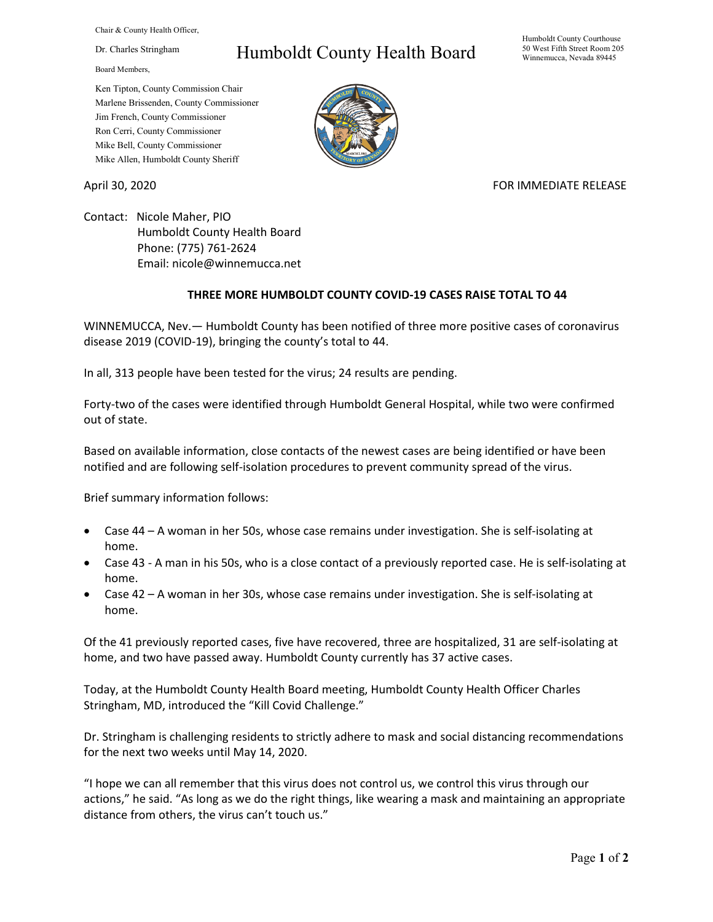Chair & County Health Officer,

Dr. Charles Stringham

Board Members,

Ken Tipton, County Commission Chair
Marlene Brissenden, County Commissioner
Jim French, County Commissioner
Ron Cerri, County Commissioner
Mike Bell, County Commissioner
Mike Allen, Humboldt County Sheriff

# Humboldt County Health Board

Humboldt County Courthouse
50 West Fifth Street Room 205
Winnemucca, Nevada 89445

April 30, 2020

FOR IMMEDIATE RELEASE

Contact: Nicole Maher, PIO
Humboldt County Health Board
Phone: (775) 761-2624
Email: nicole@winnemucca.net

**THREE MORE HUMBOLDT COUNTY COVID-19 CASES RAISE TOTAL TO 44**

WINNEMUCCA, Nev.— Humboldt County has been notified of three more positive cases of coronavirus disease 2019 (COVID-19), bringing the county's total to 44.

In all, 313 people have been tested for the virus; 24 results are pending.

Forty-two of the cases were identified through Humboldt General Hospital, while two were confirmed out of state.

Based on available information, close contacts of the newest cases are being identified or have been notified and are following self-isolation procedures to prevent community spread of the virus.

Brief summary information follows:

- Case 44 – A woman in her 50s, whose case remains under investigation. She is self-isolating at home.
- Case 43 - A man in his 50s, who is a close contact of a previously reported case. He is self-isolating at home.
- Case 42 – A woman in her 30s, whose case remains under investigation. She is self-isolating at home.

Of the 41 previously reported cases, five have recovered, three are hospitalized, 31 are self-isolating at home, and two have passed away. Humboldt County currently has 37 active cases.

Today, at the Humboldt County Health Board meeting, Humboldt County Health Officer Charles Stringham, MD, introduced the "Kill Covid Challenge."

Dr. Stringham is challenging residents to strictly adhere to mask and social distancing recommendations for the next two weeks until May 14, 2020.

"I hope we can all remember that this virus does not control us, we control this virus through our actions," he said. "As long as we do the right things, like wearing a mask and maintaining an appropriate distance from others, the virus can't touch us."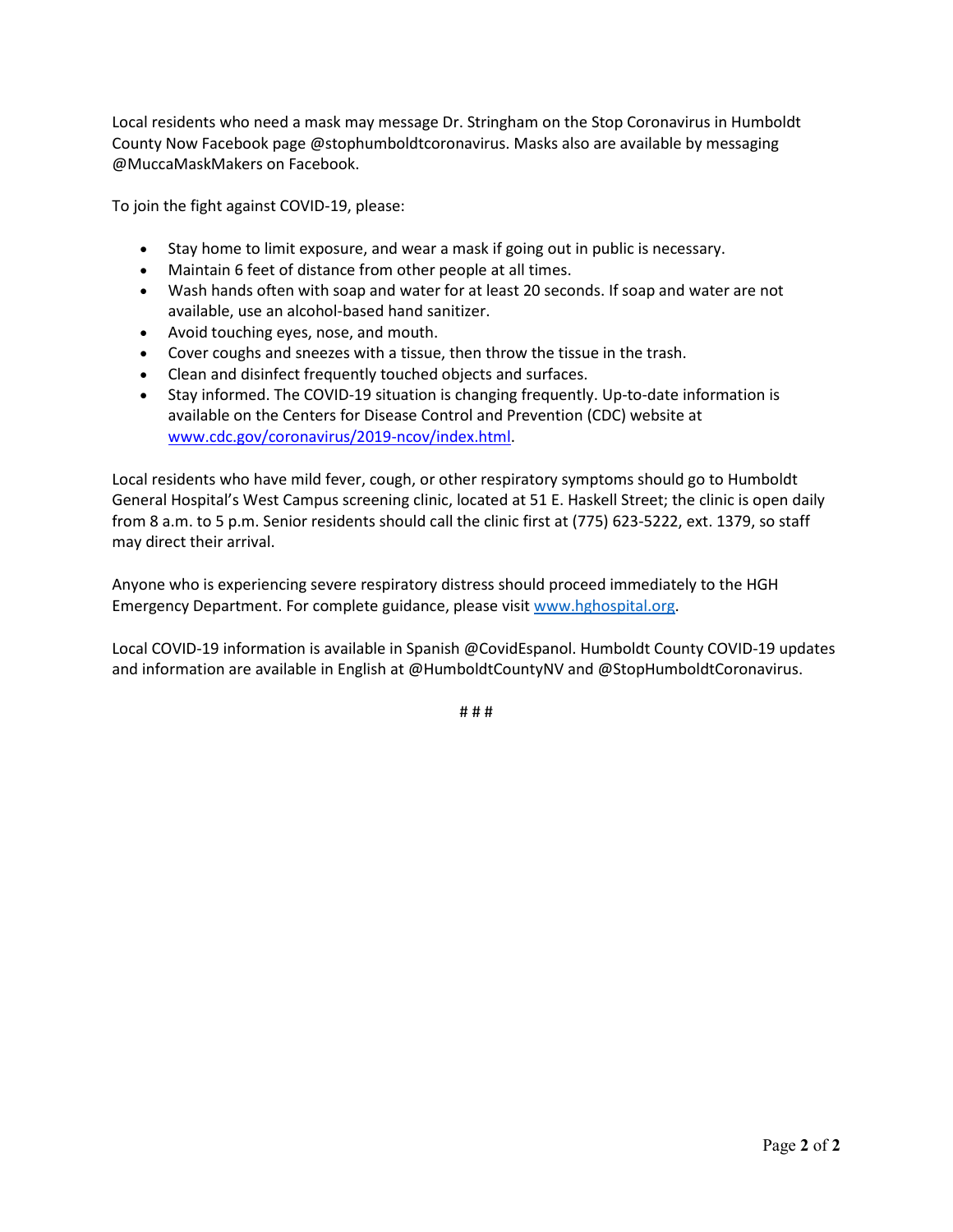Local residents who need a mask may message Dr. Stringham on the Stop Coronavirus in Humboldt County Now Facebook page @stophumboldtcoronavirus. Masks also are available by messaging @MuccaMaskMakers on Facebook.

To join the fight against COVID-19, please:

- Stay home to limit exposure, and wear a mask if going out in public is necessary.
- Maintain 6 feet of distance from other people at all times.
- Wash hands often with soap and water for at least 20 seconds. If soap and water are not available, use an alcohol-based hand sanitizer.
- Avoid touching eyes, nose, and mouth.
- Cover coughs and sneezes with a tissue, then throw the tissue in the trash.
- Clean and disinfect frequently touched objects and surfaces.
- Stay informed. The COVID-19 situation is changing frequently. Up-to-date information is available on the Centers for Disease Control and Prevention (CDC) website at [www.cdc.gov/coronavirus/2019-ncov/index.html](www.cdc.gov/coronavirus/2019-ncov/index.html).

Local residents who have mild fever, cough, or other respiratory symptoms should go to Humboldt General Hospital's West Campus screening clinic, located at 51 E. Haskell Street; the clinic is open daily from 8 a.m. to 5 p.m. Senior residents should call the clinic first at (775) 623-5222, ext. 1379, so staff may direct their arrival.

Anyone who is experiencing severe respiratory distress should proceed immediately to the HGH Emergency Department. For complete guidance, please visit [www.hghospital.org](www.hghospital.org).

Local COVID-19 information is available in Spanish @CovidEspanol. Humboldt County COVID-19 updates and information are available in English at @HumboldtCountyNV and @StopHumboldtCoronavirus.

# # #